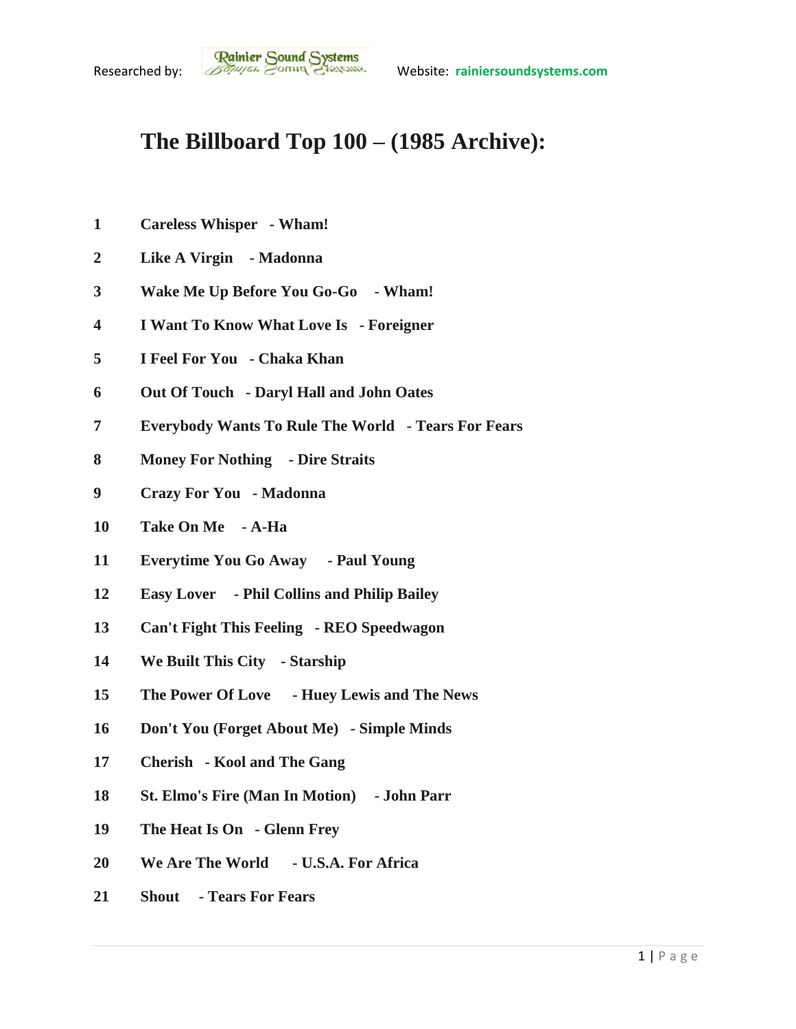Researched by: Rainier Sound Systems Website: rainiersoundsystems.com

# The Billboard Top 100 – (1985 Archive):

1 **Careless Whisper - Wham!**

2 **Like A Virgin - Madonna**

3 **Wake Me Up Before You Go-Go - Wham!**

4 **I Want To Know What Love Is - Foreigner**

5 **I Feel For You - Chaka Khan**

6 **Out Of Touch - Daryl Hall and John Oates**

7 **Everybody Wants To Rule The World - Tears For Fears**

8 **Money For Nothing - Dire Straits**

9 **Crazy For You - Madonna**

10 **Take On Me - A-Ha**

11 **Everytime You Go Away - Paul Young**

12 **Easy Lover - Phil Collins and Philip Bailey**

13 **Can't Fight This Feeling - REO Speedwagon**

14 **We Built This City - Starship**

15 **The Power Of Love - Huey Lewis and The News**

16 **Don't You (Forget About Me) - Simple Minds**

17 **Cherish - Kool and The Gang**

18 **St. Elmo's Fire (Man In Motion) - John Parr**

19 **The Heat Is On - Glenn Frey**

20 **We Are The World - U.S.A. For Africa**

21 **Shout - Tears For Fears**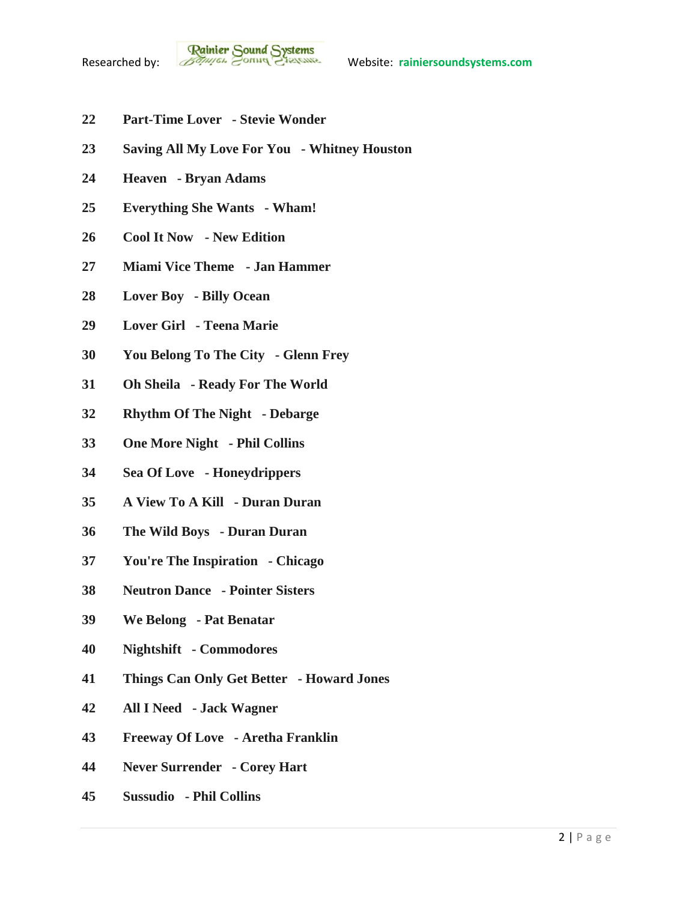**22 Part-Time Lover - Stevie Wonder**

**23 Saving All My Love For You - Whitney Houston**

**24 Heaven - Bryan Adams**

**25 Everything She Wants - Wham!**

**26 Cool It Now - New Edition**

**27 Miami Vice Theme - Jan Hammer**

**28 Lover Boy - Billy Ocean**

**29 Lover Girl - Teena Marie**

**30 You Belong To The City - Glenn Frey**

**31 Oh Sheila - Ready For The World**

**32 Rhythm Of The Night - Debarge**

**33 One More Night - Phil Collins**

**34 Sea Of Love - Honeydrippers**

**35 A View To A Kill - Duran Duran**

**36 The Wild Boys - Duran Duran**

**37 You're The Inspiration - Chicago**

**38 Neutron Dance - Pointer Sisters**

**39 We Belong - Pat Benatar**

**40 Nightshift - Commodores**

**41 Things Can Only Get Better - Howard Jones**

**42 All I Need - Jack Wagner**

**43 Freeway Of Love - Aretha Franklin**

**44 Never Surrender - Corey Hart**

**45 Sussudio - Phil Collins**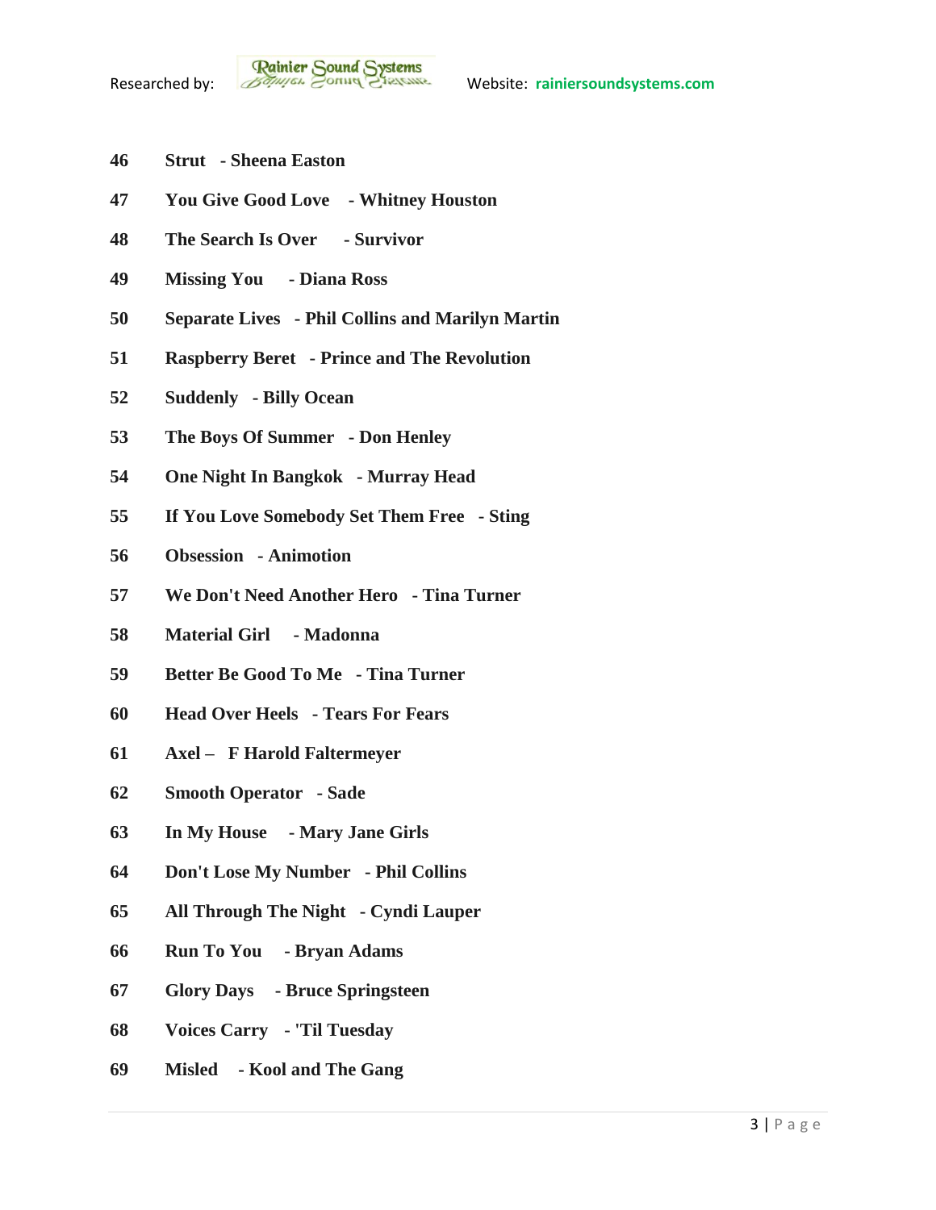46 **Strut - Sheena Easton**

47 **You Give Good Love - Whitney Houston**

48 **The Search Is Over - Survivor**

49 **Missing You - Diana Ross**

50 **Separate Lives - Phil Collins and Marilyn Martin**

51 **Raspberry Beret - Prince and The Revolution**

52 **Suddenly - Billy Ocean**

53 **The Boys Of Summer - Don Henley**

54 **One Night In Bangkok - Murray Head**

55 **If You Love Somebody Set Them Free - Sting**

56 **Obsession - Animotion**

57 **We Don't Need Another Hero - Tina Turner**

58 **Material Girl - Madonna**

59 **Better Be Good To Me - Tina Turner**

60 **Head Over Heels - Tears For Fears**

61 **Axel – F Harold Faltermeyer**

62 **Smooth Operator - Sade**

63 **In My House - Mary Jane Girls**

64 **Don't Lose My Number - Phil Collins**

65 **All Through The Night - Cyndi Lauper**

66 **Run To You - Bryan Adams**

67 **Glory Days - Bruce Springsteen**

68 **Voices Carry - 'Til Tuesday**

69 **Misled - Kool and The Gang**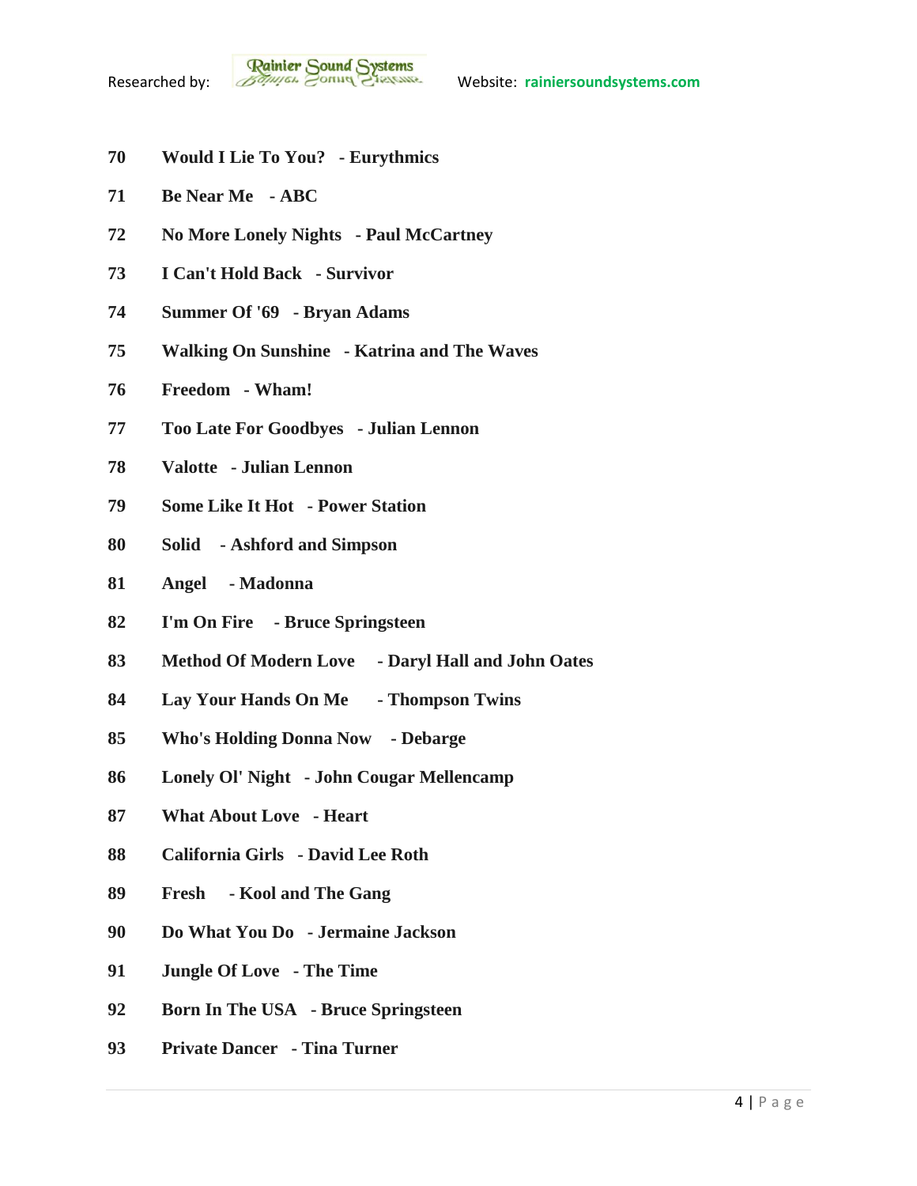**70 Would I Lie To You? - Eurythmics**

**71 Be Near Me - ABC**

**72 No More Lonely Nights - Paul McCartney**

**73 I Can't Hold Back - Survivor**

**74 Summer Of '69 - Bryan Adams**

**75 Walking On Sunshine - Katrina and The Waves**

**76 Freedom - Wham!**

**77 Too Late For Goodbyes - Julian Lennon**

**78 Valotte - Julian Lennon**

**79 Some Like It Hot - Power Station**

**80 Solid - Ashford and Simpson**

**81 Angel - Madonna**

**82 I'm On Fire - Bruce Springsteen**

**83 Method Of Modern Love - Daryl Hall and John Oates**

**84 Lay Your Hands On Me - Thompson Twins**

**85 Who's Holding Donna Now - Debarge**

**86 Lonely Ol' Night - John Cougar Mellencamp**

**87 What About Love - Heart**

**88 California Girls - David Lee Roth**

**89 Fresh - Kool and The Gang**

**90 Do What You Do - Jermaine Jackson**

**91 Jungle Of Love - The Time**

**92 Born In The USA - Bruce Springsteen**

**93 Private Dancer - Tina Turner**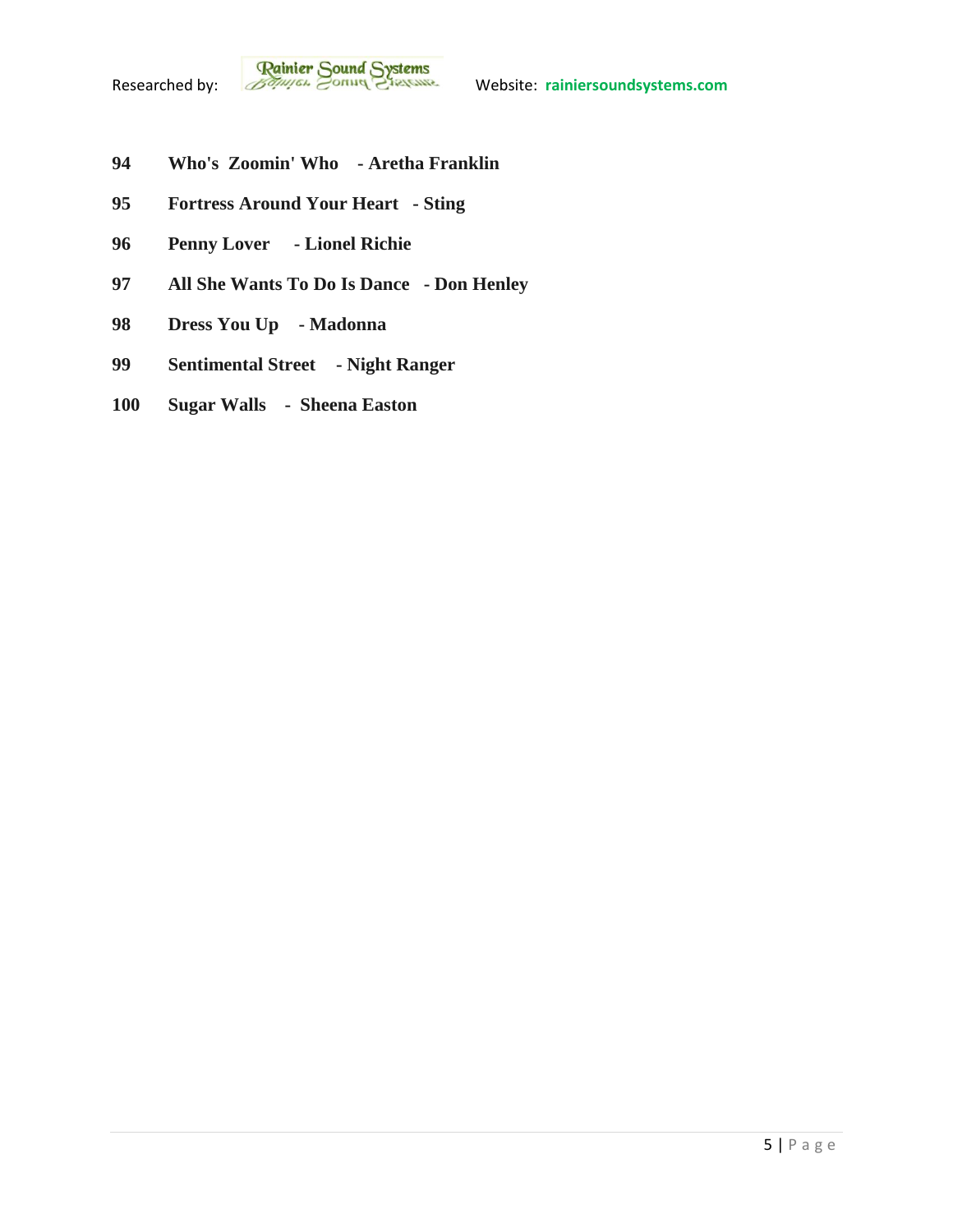**94 Who's Zoomin' Who - Aretha Franklin**

**95 Fortress Around Your Heart - Sting**

**96 Penny Lover - Lionel Richie**

**97 All She Wants To Do Is Dance - Don Henley**

**98 Dress You Up - Madonna**

**99 Sentimental Street - Night Ranger**

**100 Sugar Walls - Sheena Easton**